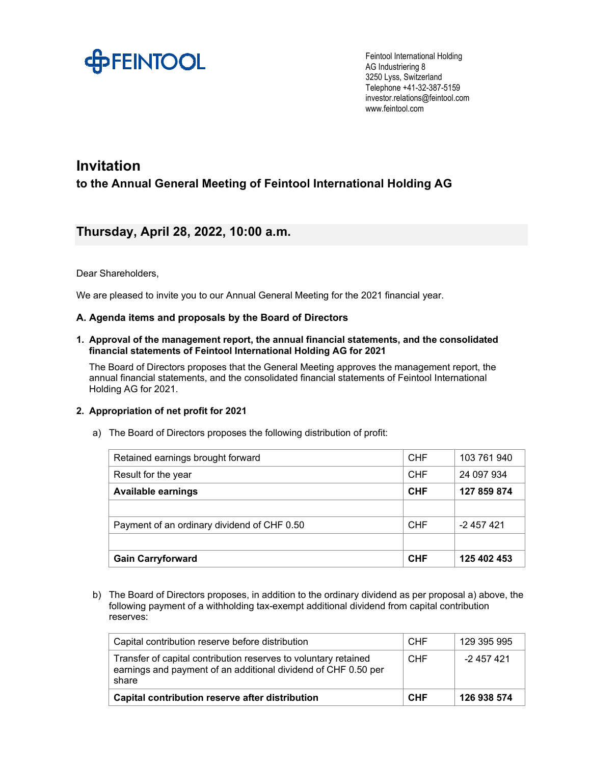FEINTOOL

Feintool International Holding AG Industriering 8
3250 Lyss, Switzerland
Telephone +41-32-387-5159
investor.relations@feintool.com
www.feintool.com

# Invitation

## to the Annual General Meeting of Feintool International Holding AG

## Thursday, April 28, 2022, 10:00 a.m.

Dear Shareholders,

We are pleased to invite you to our Annual General Meeting for the 2021 financial year.

### A. Agenda items and proposals by the Board of Directors

**1. Approval of the management report, the annual financial statements, and the consolidated financial statements of Feintool International Holding AG for 2021**

The Board of Directors proposes that the General Meeting approves the management report, the annual financial statements, and the consolidated financial statements of Feintool International Holding AG for 2021.

**2. Appropriation of net profit for 2021**

a) The Board of Directors proposes the following distribution of profit:

| | | |
|---|---|---|
| Retained earnings brought forward | CHF | 103 761 940 |
| Result for the year | CHF | 24 097 934 |
| **Available earnings** | **CHF** | **127 859 874** |
| | | |
| Payment of an ordinary dividend of CHF 0.50 | CHF | -2 457 421 |
| | | |
| **Gain Carryforward** | **CHF** | **125 402 453** |

b) The Board of Directors proposes, in addition to the ordinary dividend as per proposal a) above, the following payment of a withholding tax-exempt additional dividend from capital contribution reserves:

| | | |
|---|---|---|
| Capital contribution reserve before distribution | CHF | 129 395 995 |
| Transfer of capital contribution reserves to voluntary retained earnings and payment of an additional dividend of CHF 0.50 per share | CHF | -2 457 421 |
| **Capital contribution reserve after distribution** | **CHF** | **126 938 574** |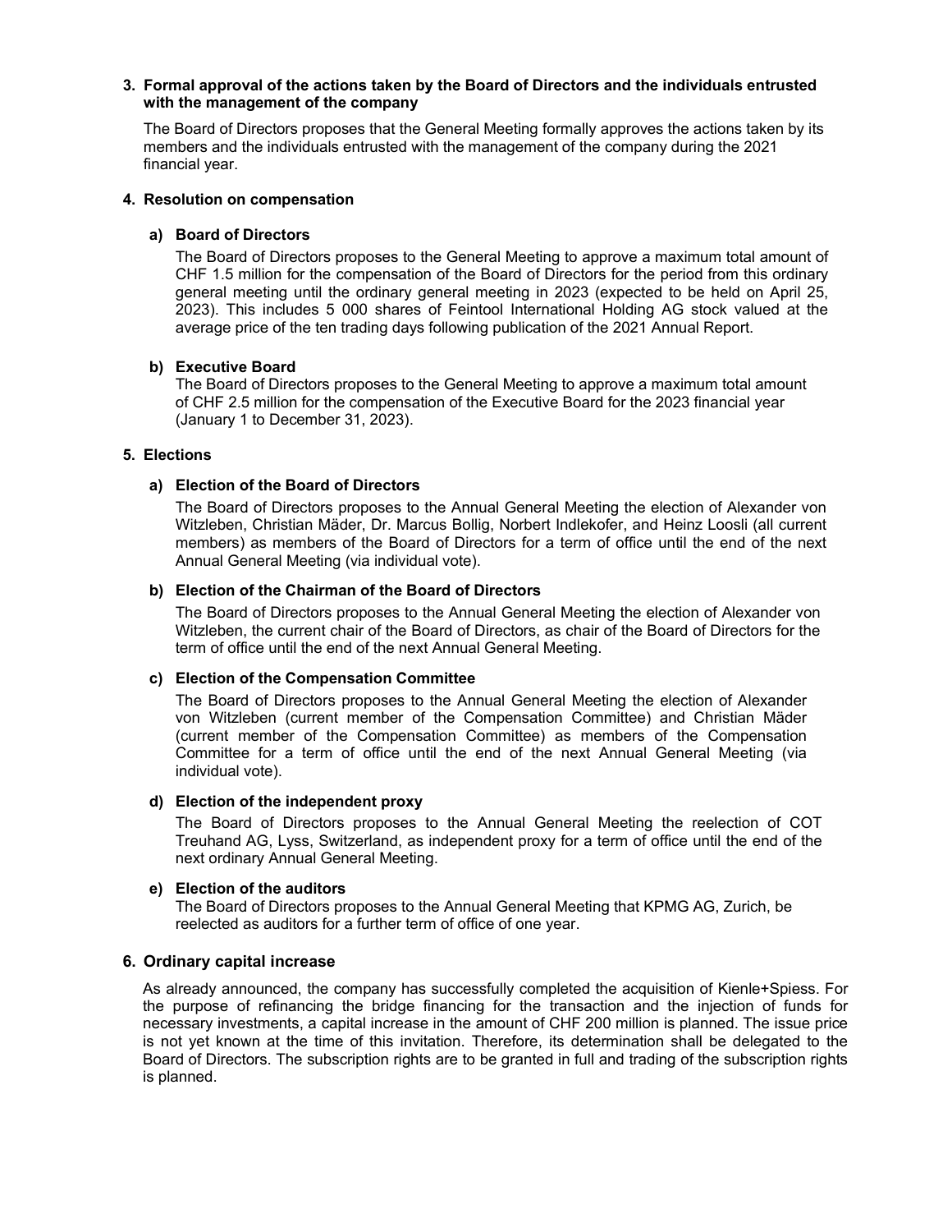### 3. Formal approval of the actions taken by the Board of Directors and the individuals entrusted with the management of the company

The Board of Directors proposes that the General Meeting formally approves the actions taken by its members and the individuals entrusted with the management of the company during the 2021 financial year.

### 4. Resolution on compensation

#### a) Board of Directors

The Board of Directors proposes to the General Meeting to approve a maximum total amount of CHF 1.5 million for the compensation of the Board of Directors for the period from this ordinary general meeting until the ordinary general meeting in 2023 (expected to be held on April 25, 2023). This includes 5 000 shares of Feintool International Holding AG stock valued at the average price of the ten trading days following publication of the 2021 Annual Report.

#### b) Executive Board

The Board of Directors proposes to the General Meeting to approve a maximum total amount of CHF 2.5 million for the compensation of the Executive Board for the 2023 financial year (January 1 to December 31, 2023).

### 5. Elections

#### a) Election of the Board of Directors

The Board of Directors proposes to the Annual General Meeting the election of Alexander von Witzleben, Christian Mäder, Dr. Marcus Bollig, Norbert Indlekofer, and Heinz Loosli (all current members) as members of the Board of Directors for a term of office until the end of the next Annual General Meeting (via individual vote).

#### b) Election of the Chairman of the Board of Directors

The Board of Directors proposes to the Annual General Meeting the election of Alexander von Witzleben, the current chair of the Board of Directors, as chair of the Board of Directors for the term of office until the end of the next Annual General Meeting.

#### c) Election of the Compensation Committee

The Board of Directors proposes to the Annual General Meeting the election of Alexander von Witzleben (current member of the Compensation Committee) and Christian Mäder (current member of the Compensation Committee) as members of the Compensation Committee for a term of office until the end of the next Annual General Meeting (via individual vote).

#### d) Election of the independent proxy

The Board of Directors proposes to the Annual General Meeting the reelection of COT Treuhand AG, Lyss, Switzerland, as independent proxy for a term of office until the end of the next ordinary Annual General Meeting.

#### e) Election of the auditors

The Board of Directors proposes to the Annual General Meeting that KPMG AG, Zurich, be reelected as auditors for a further term of office of one year.

### 6. Ordinary capital increase

As already announced, the company has successfully completed the acquisition of Kienle+Spiess. For the purpose of refinancing the bridge financing for the transaction and the injection of funds for necessary investments, a capital increase in the amount of CHF 200 million is planned. The issue price is not yet known at the time of this invitation. Therefore, its determination shall be delegated to the Board of Directors. The subscription rights are to be granted in full and trading of the subscription rights is planned.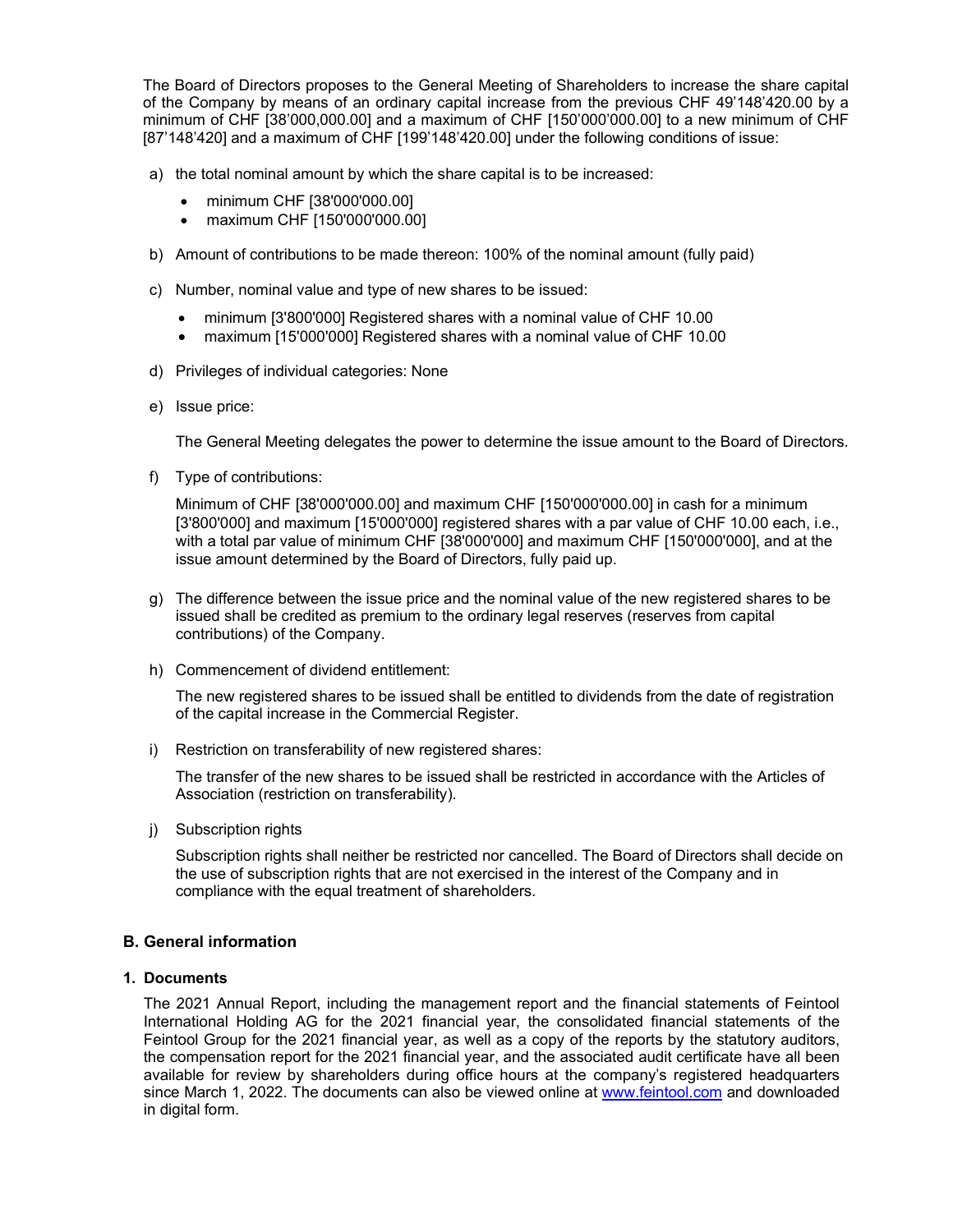The Board of Directors proposes to the General Meeting of Shareholders to increase the share capital of the Company by means of an ordinary capital increase from the previous CHF 49'148'420.00 by a minimum of CHF [38'000,000.00] and a maximum of CHF [150'000'000.00] to a new minimum of CHF [87'148'420] and a maximum of CHF [199'148'420.00] under the following conditions of issue:

a) the total nominal amount by which the share capital is to be increased:
   - minimum CHF [38'000'000.00]
   - maximum CHF [150'000'000.00]

b) Amount of contributions to be made thereon: 100% of the nominal amount (fully paid)

c) Number, nominal value and type of new shares to be issued:
   - minimum [3'800'000] Registered shares with a nominal value of CHF 10.00
   - maximum [15'000'000] Registered shares with a nominal value of CHF 10.00

d) Privileges of individual categories: None

e) Issue price:

   The General Meeting delegates the power to determine the issue amount to the Board of Directors.

f) Type of contributions:

   Minimum of CHF [38'000'000.00] and maximum CHF [150'000'000.00] in cash for a minimum [3'800'000] and maximum [15'000'000] registered shares with a par value of CHF 10.00 each, i.e., with a total par value of minimum CHF [38'000'000] and maximum CHF [150'000'000], and at the issue amount determined by the Board of Directors, fully paid up.

g) The difference between the issue price and the nominal value of the new registered shares to be issued shall be credited as premium to the ordinary legal reserves (reserves from capital contributions) of the Company.

h) Commencement of dividend entitlement:

   The new registered shares to be issued shall be entitled to dividends from the date of registration of the capital increase in the Commercial Register.

i) Restriction on transferability of new registered shares:

   The transfer of the new shares to be issued shall be restricted in accordance with the Articles of Association (restriction on transferability).

j) Subscription rights

   Subscription rights shall neither be restricted nor cancelled. The Board of Directors shall decide on the use of subscription rights that are not exercised in the interest of the Company and in compliance with the equal treatment of shareholders.

## B. General information

### 1. Documents

The 2021 Annual Report, including the management report and the financial statements of Feintool International Holding AG for the 2021 financial year, the consolidated financial statements of the Feintool Group for the 2021 financial year, as well as a copy of the reports by the statutory auditors, the compensation report for the 2021 financial year, and the associated audit certificate have all been available for review by shareholders during office hours at the company's registered headquarters since March 1, 2022. The documents can also be viewed online at www.feintool.com and downloaded in digital form.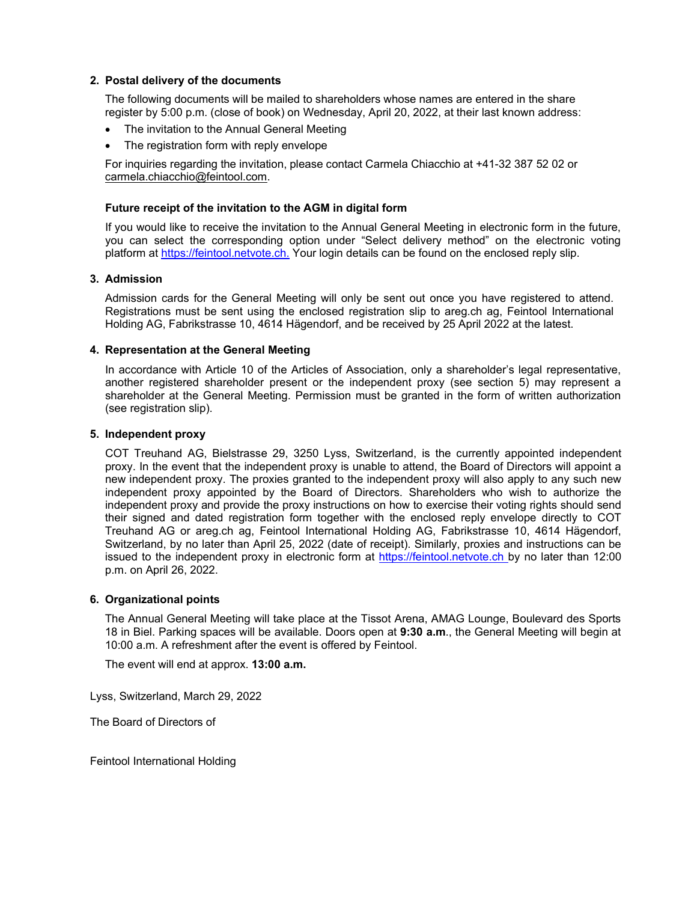**2. Postal delivery of the documents**

The following documents will be mailed to shareholders whose names are entered in the share register by 5:00 p.m. (close of book) on Wednesday, April 20, 2022, at their last known address:

- The invitation to the Annual General Meeting
- The registration form with reply envelope

For inquiries regarding the invitation, please contact Carmela Chiacchio at +41-32 387 52 02 or carmela.chiacchio@feintool.com.

**Future receipt of the invitation to the AGM in digital form**

If you would like to receive the invitation to the Annual General Meeting in electronic form in the future, you can select the corresponding option under "Select delivery method" on the electronic voting platform at https://feintool.netvote.ch. Your login details can be found on the enclosed reply slip.

**3. Admission**

Admission cards for the General Meeting will only be sent out once you have registered to attend. Registrations must be sent using the enclosed registration slip to areg.ch ag, Feintool International Holding AG, Fabrikstrasse 10, 4614 Hägendorf, and be received by 25 April 2022 at the latest.

**4. Representation at the General Meeting**

In accordance with Article 10 of the Articles of Association, only a shareholder's legal representative, another registered shareholder present or the independent proxy (see section 5) may represent a shareholder at the General Meeting. Permission must be granted in the form of written authorization (see registration slip).

**5. Independent proxy**

COT Treuhand AG, Bielstrasse 29, 3250 Lyss, Switzerland, is the currently appointed independent proxy. In the event that the independent proxy is unable to attend, the Board of Directors will appoint a new independent proxy. The proxies granted to the independent proxy will also apply to any such new independent proxy appointed by the Board of Directors. Shareholders who wish to authorize the independent proxy and provide the proxy instructions on how to exercise their voting rights should send their signed and dated registration form together with the enclosed reply envelope directly to COT Treuhand AG or areg.ch ag, Feintool International Holding AG, Fabrikstrasse 10, 4614 Hägendorf, Switzerland, by no later than April 25, 2022 (date of receipt). Similarly, proxies and instructions can be issued to the independent proxy in electronic form at https://feintool.netvote.ch by no later than 12:00 p.m. on April 26, 2022.

**6. Organizational points**

The Annual General Meeting will take place at the Tissot Arena, AMAG Lounge, Boulevard des Sports 18 in Biel. Parking spaces will be available. Doors open at **9:30 a.m**., the General Meeting will begin at 10:00 a.m. A refreshment after the event is offered by Feintool.

The event will end at approx. **13:00 a.m.**

Lyss, Switzerland, March 29, 2022

The Board of Directors of

Feintool International Holding